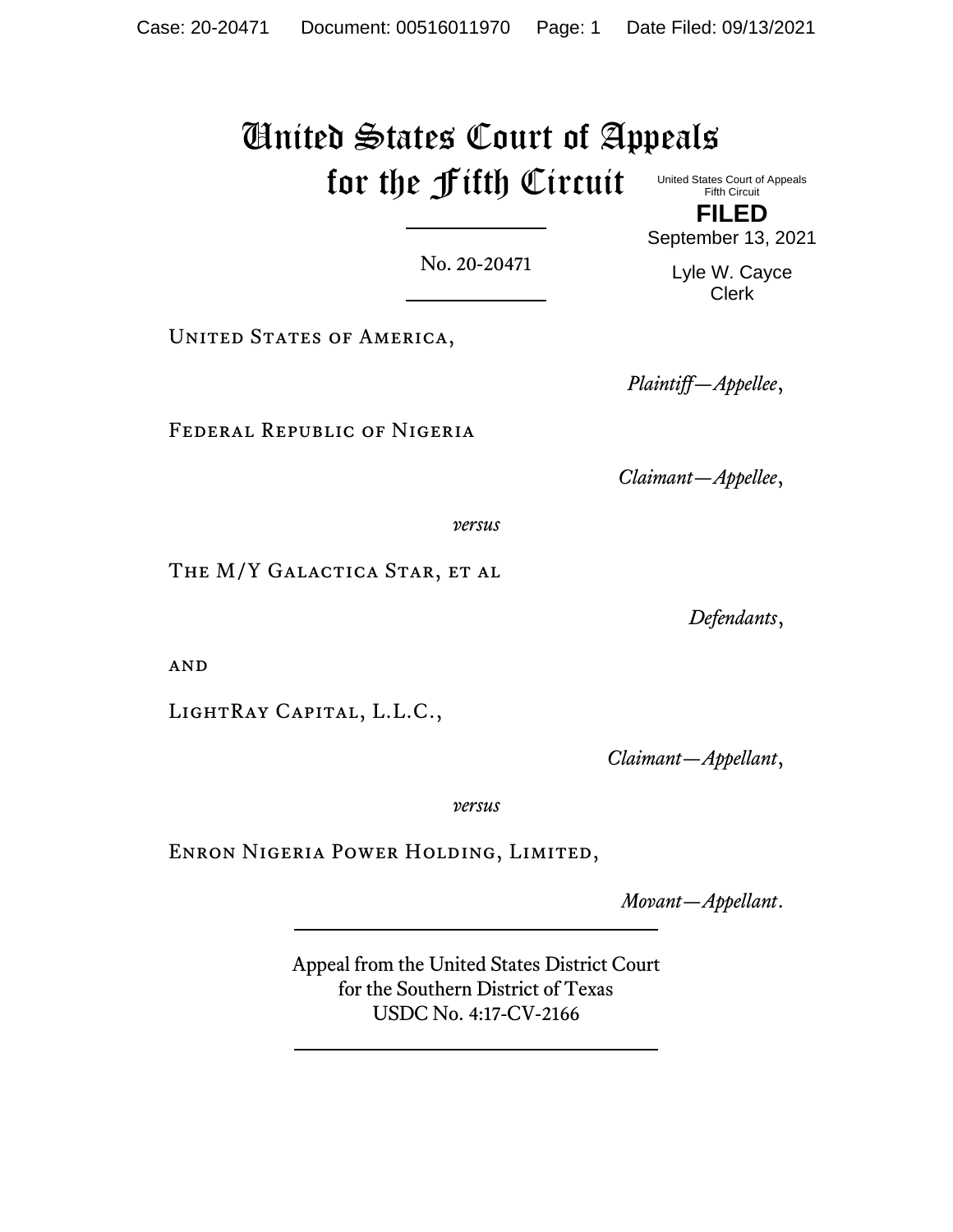# United States Court of Appeals for the Fifth Circuit

United States Court of Appeals
Fifth Circuit

**FILED**

September 13, 2021

Lyle W. Cayce
Clerk

---

No. 20-20471

---

United States of America,

*Plaintiff—Appellee*,

Federal Republic of Nigeria

*Claimant—Appellee*,

*versus*

The M/Y Galactica Star, et al

*Defendants*,

and

LightRay Capital, L.L.C.,

*Claimant—Appellant*,

*versus*

Enron Nigeria Power Holding, Limited,

*Movant—Appellant*.

---

Appeal from the United States District Court
for the Southern District of Texas
USDC No. 4:17-CV-2166

---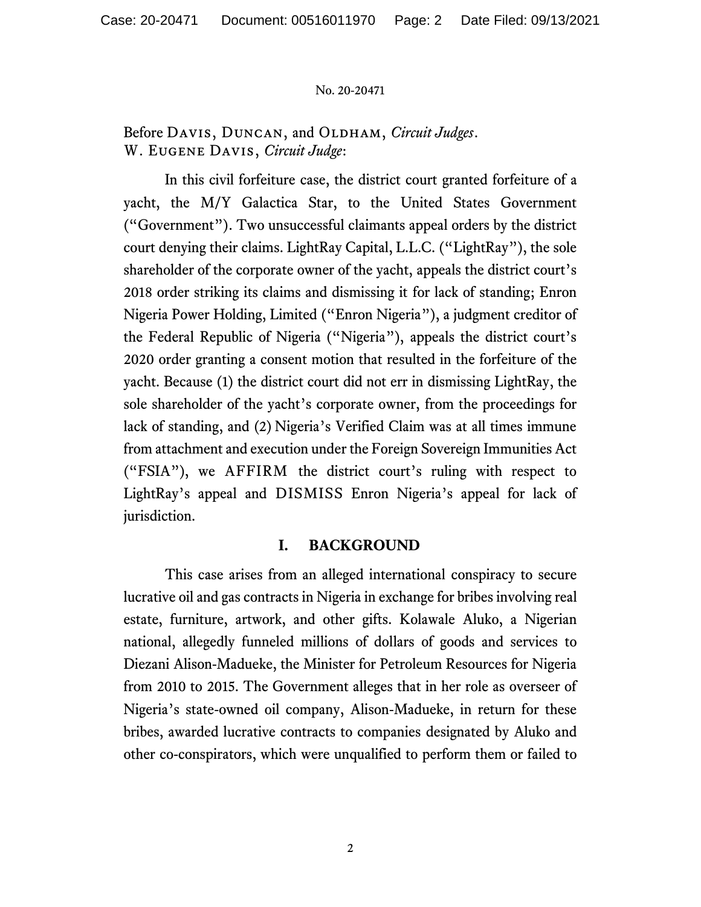Before Davis, Duncan, and Oldham, *Circuit Judges*.
W. Eugene Davis, *Circuit Judge*:

In this civil forfeiture case, the district court granted forfeiture of a yacht, the M/Y Galactica Star, to the United States Government ("Government"). Two unsuccessful claimants appeal orders by the district court denying their claims. LightRay Capital, L.L.C. ("LightRay"), the sole shareholder of the corporate owner of the yacht, appeals the district court's 2018 order striking its claims and dismissing it for lack of standing; Enron Nigeria Power Holding, Limited ("Enron Nigeria"), a judgment creditor of the Federal Republic of Nigeria ("Nigeria"), appeals the district court's 2020 order granting a consent motion that resulted in the forfeiture of the yacht. Because (1) the district court did not err in dismissing LightRay, the sole shareholder of the yacht's corporate owner, from the proceedings for lack of standing, and (2) Nigeria's Verified Claim was at all times immune from attachment and execution under the Foreign Sovereign Immunities Act ("FSIA"), we AFFIRM the district court's ruling with respect to LightRay's appeal and DISMISS Enron Nigeria's appeal for lack of jurisdiction.

## I. BACKGROUND

This case arises from an alleged international conspiracy to secure lucrative oil and gas contracts in Nigeria in exchange for bribes involving real estate, furniture, artwork, and other gifts. Kolawale Aluko, a Nigerian national, allegedly funneled millions of dollars of goods and services to Diezani Alison-Madueke, the Minister for Petroleum Resources for Nigeria from 2010 to 2015. The Government alleges that in her role as overseer of Nigeria's state-owned oil company, Alison-Madueke, in return for these bribes, awarded lucrative contracts to companies designated by Aluko and other co-conspirators, which were unqualified to perform them or failed to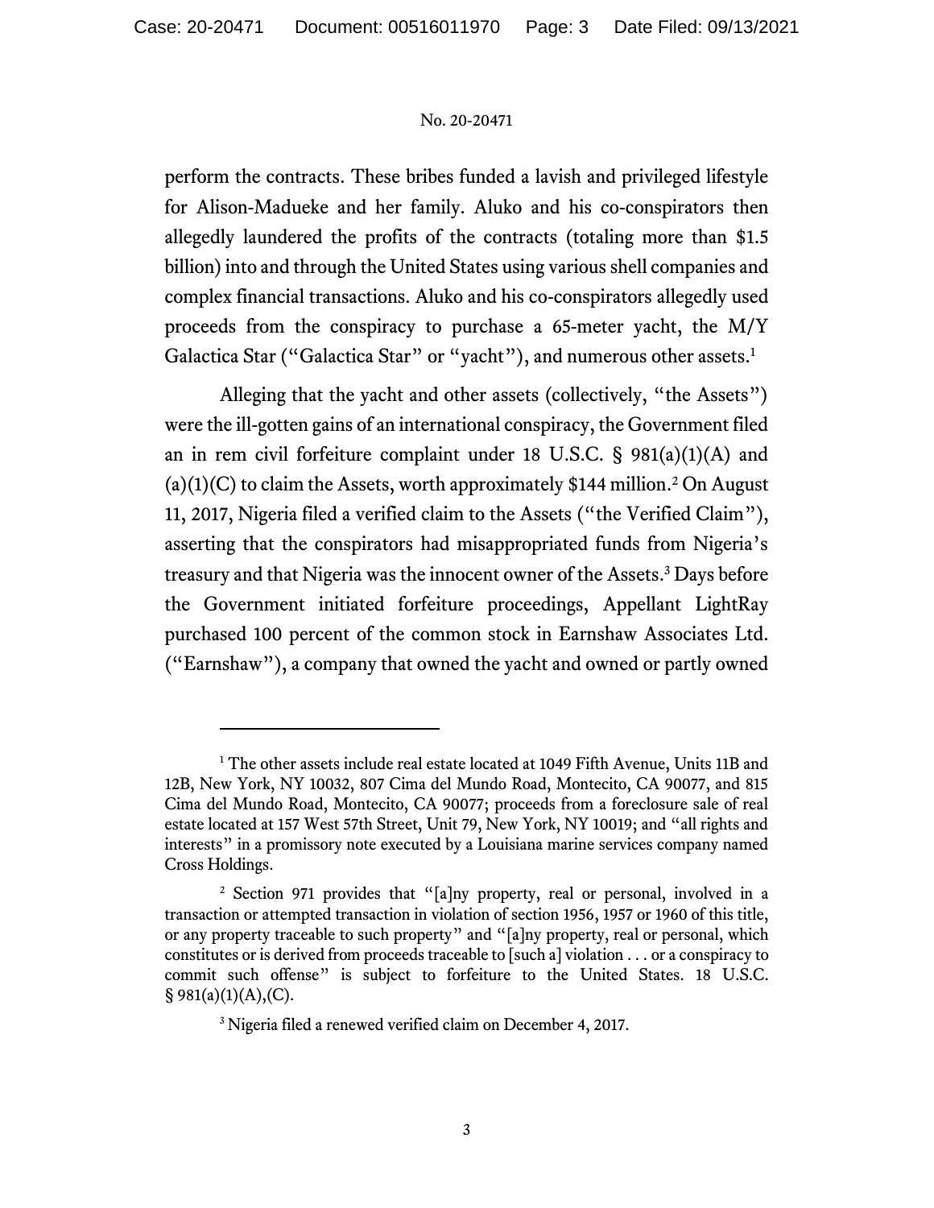perform the contracts. These bribes funded a lavish and privileged lifestyle for Alison-Madueke and her family. Aluko and his co-conspirators then allegedly laundered the profits of the contracts (totaling more than $1.5 billion) into and through the United States using various shell companies and complex financial transactions. Aluko and his co-conspirators allegedly used proceeds from the conspiracy to purchase a 65-meter yacht, the M/Y Galactica Star ("Galactica Star" or "yacht"), and numerous other assets.[1]

Alleging that the yacht and other assets (collectively, "the Assets") were the ill-gotten gains of an international conspiracy, the Government filed an in rem civil forfeiture complaint under 18 U.S.C. § 981(a)(1)(A) and (a)(1)(C) to claim the Assets, worth approximately $144 million.[2] On August 11, 2017, Nigeria filed a verified claim to the Assets ("the Verified Claim"), asserting that the conspirators had misappropriated funds from Nigeria's treasury and that Nigeria was the innocent owner of the Assets.[3] Days before the Government initiated forfeiture proceedings, Appellant LightRay purchased 100 percent of the common stock in Earnshaw Associates Ltd. ("Earnshaw"), a company that owned the yacht and owned or partly owned

---

[1] The other assets include real estate located at 1049 Fifth Avenue, Units 11B and 12B, New York, NY 10032, 807 Cima del Mundo Road, Montecito, CA 90077, and 815 Cima del Mundo Road, Montecito, CA 90077; proceeds from a foreclosure sale of real estate located at 157 West 57th Street, Unit 79, New York, NY 10019; and "all rights and interests" in a promissory note executed by a Louisiana marine services company named Cross Holdings.

[2] Section 971 provides that "[a]ny property, real or personal, involved in a transaction or attempted transaction in violation of section 1956, 1957 or 1960 of this title, or any property traceable to such property" and "[a]ny property, real or personal, which constitutes or is derived from proceeds traceable to [such a] violation . . . or a conspiracy to commit such offense" is subject to forfeiture to the United States. 18 U.S.C. § 981(a)(1)(A),(C).

[3] Nigeria filed a renewed verified claim on December 4, 2017.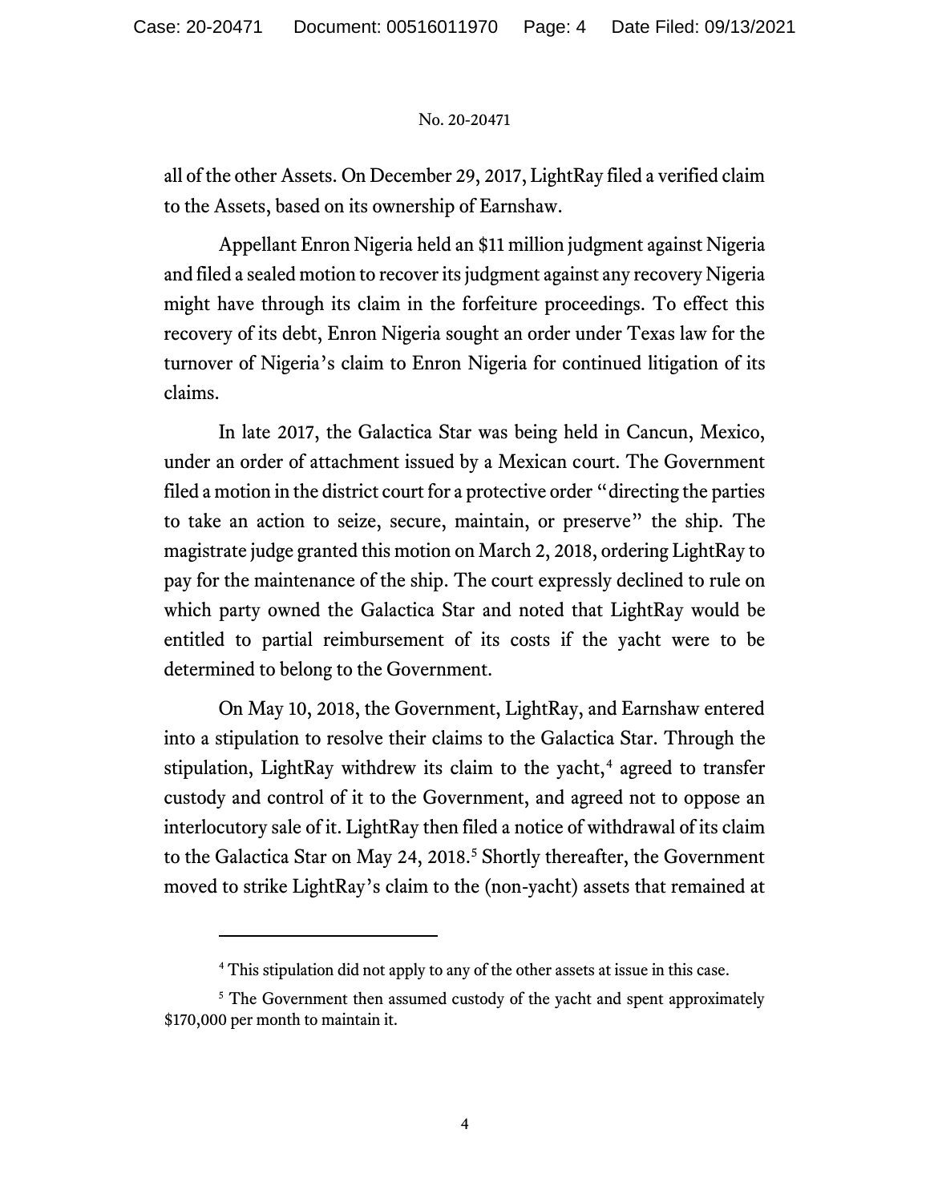all of the other Assets. On December 29, 2017, LightRay filed a verified claim to the Assets, based on its ownership of Earnshaw.

Appellant Enron Nigeria held an $11 million judgment against Nigeria and filed a sealed motion to recover its judgment against any recovery Nigeria might have through its claim in the forfeiture proceedings. To effect this recovery of its debt, Enron Nigeria sought an order under Texas law for the turnover of Nigeria's claim to Enron Nigeria for continued litigation of its claims.

In late 2017, the Galactica Star was being held in Cancun, Mexico, under an order of attachment issued by a Mexican court. The Government filed a motion in the district court for a protective order "directing the parties to take an action to seize, secure, maintain, or preserve" the ship. The magistrate judge granted this motion on March 2, 2018, ordering LightRay to pay for the maintenance of the ship. The court expressly declined to rule on which party owned the Galactica Star and noted that LightRay would be entitled to partial reimbursement of its costs if the yacht were to be determined to belong to the Government.

On May 10, 2018, the Government, LightRay, and Earnshaw entered into a stipulation to resolve their claims to the Galactica Star. Through the stipulation, LightRay withdrew its claim to the yacht,[4] agreed to transfer custody and control of it to the Government, and agreed not to oppose an interlocutory sale of it. LightRay then filed a notice of withdrawal of its claim to the Galactica Star on May 24, 2018.[5] Shortly thereafter, the Government moved to strike LightRay's claim to the (non-yacht) assets that remained at

[4] This stipulation did not apply to any of the other assets at issue in this case.

[5] The Government then assumed custody of the yacht and spent approximately $170,000 per month to maintain it.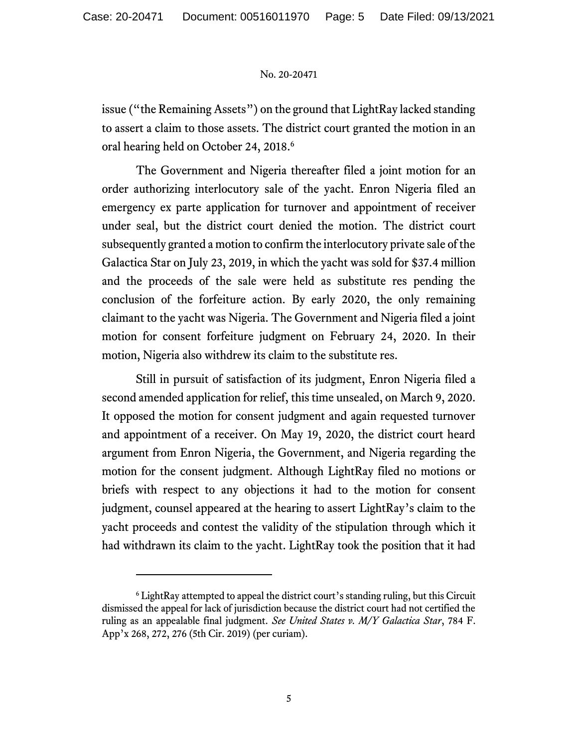issue ("the Remaining Assets") on the ground that LightRay lacked standing to assert a claim to those assets. The district court granted the motion in an oral hearing held on October 24, 2018.[6]

The Government and Nigeria thereafter filed a joint motion for an order authorizing interlocutory sale of the yacht. Enron Nigeria filed an emergency ex parte application for turnover and appointment of receiver under seal, but the district court denied the motion. The district court subsequently granted a motion to confirm the interlocutory private sale of the Galactica Star on July 23, 2019, in which the yacht was sold for $37.4 million and the proceeds of the sale were held as substitute res pending the conclusion of the forfeiture action. By early 2020, the only remaining claimant to the yacht was Nigeria. The Government and Nigeria filed a joint motion for consent forfeiture judgment on February 24, 2020. In their motion, Nigeria also withdrew its claim to the substitute res.

Still in pursuit of satisfaction of its judgment, Enron Nigeria filed a second amended application for relief, this time unsealed, on March 9, 2020. It opposed the motion for consent judgment and again requested turnover and appointment of a receiver. On May 19, 2020, the district court heard argument from Enron Nigeria, the Government, and Nigeria regarding the motion for the consent judgment. Although LightRay filed no motions or briefs with respect to any objections it had to the motion for consent judgment, counsel appeared at the hearing to assert LightRay's claim to the yacht proceeds and contest the validity of the stipulation through which it had withdrawn its claim to the yacht. LightRay took the position that it had

---

[6] LightRay attempted to appeal the district court's standing ruling, but this Circuit dismissed the appeal for lack of jurisdiction because the district court had not certified the ruling as an appealable final judgment. *See United States v. M/Y Galactica Star*, 784 F. App'x 268, 272, 276 (5th Cir. 2019) (per curiam).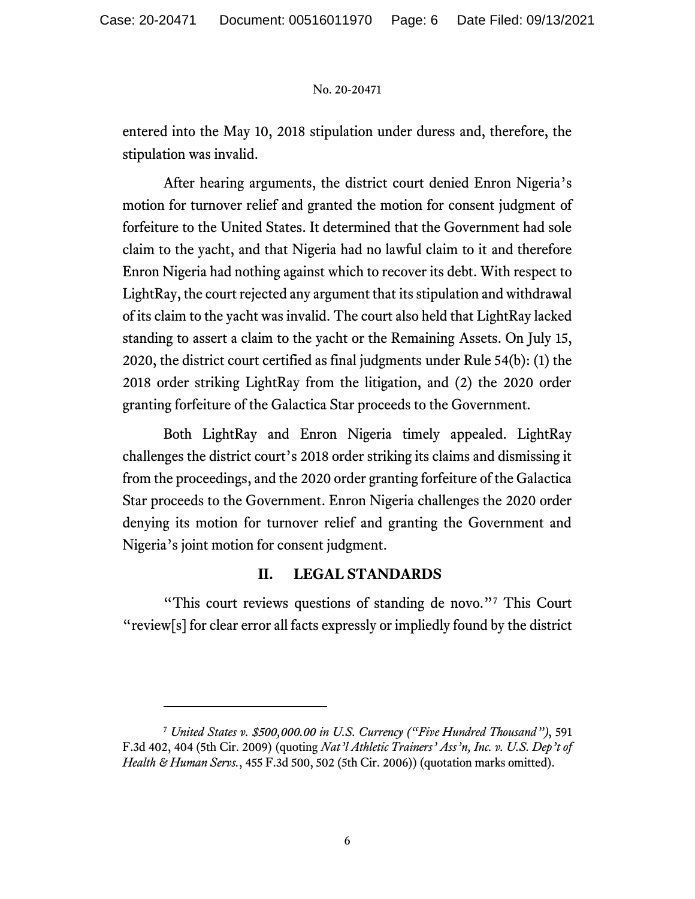entered into the May 10, 2018 stipulation under duress and, therefore, the stipulation was invalid.

After hearing arguments, the district court denied Enron Nigeria's motion for turnover relief and granted the motion for consent judgment of forfeiture to the United States. It determined that the Government had sole claim to the yacht, and that Nigeria had no lawful claim to it and therefore Enron Nigeria had nothing against which to recover its debt. With respect to LightRay, the court rejected any argument that its stipulation and withdrawal of its claim to the yacht was invalid. The court also held that LightRay lacked standing to assert a claim to the yacht or the Remaining Assets. On July 15, 2020, the district court certified as final judgments under Rule 54(b): (1) the 2018 order striking LightRay from the litigation, and (2) the 2020 order granting forfeiture of the Galactica Star proceeds to the Government.

Both LightRay and Enron Nigeria timely appealed. LightRay challenges the district court's 2018 order striking its claims and dismissing it from the proceedings, and the 2020 order granting forfeiture of the Galactica Star proceeds to the Government. Enron Nigeria challenges the 2020 order denying its motion for turnover relief and granting the Government and Nigeria's joint motion for consent judgment.

## II. LEGAL STANDARDS

"This court reviews questions of standing de novo."[7] This Court "review[s] for clear error all facts expressly or impliedly found by the district

---

[7] *United States v. $500,000.00 in U.S. Currency ("Five Hundred Thousand")*, 591 F.3d 402, 404 (5th Cir. 2009) (quoting *Nat'l Athletic Trainers' Ass'n, Inc. v. U.S. Dep't of Health & Human Servs.*, 455 F.3d 500, 502 (5th Cir. 2006)) (quotation marks omitted).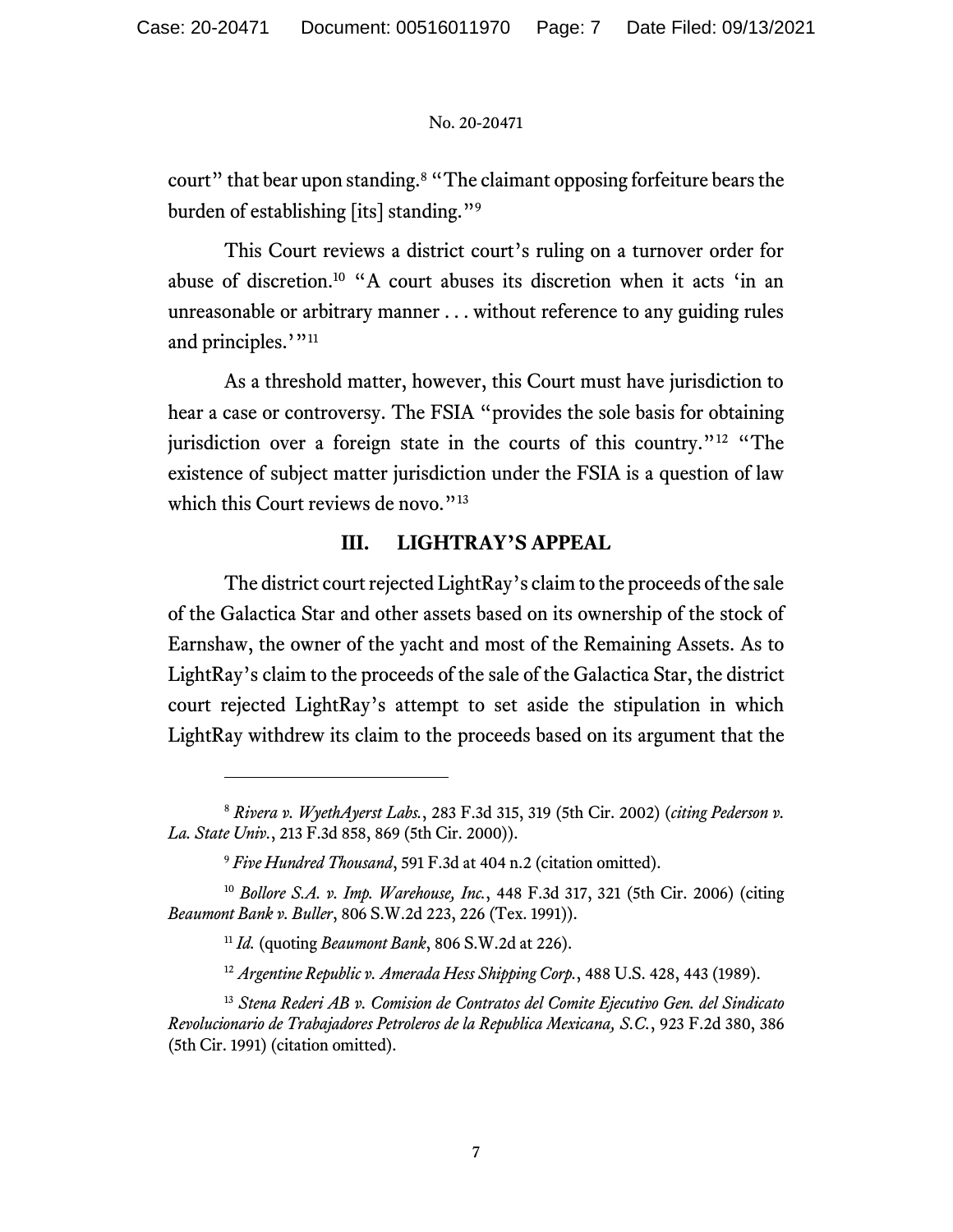court" that bear upon standing.[8] "The claimant opposing forfeiture bears the burden of establishing [its] standing."[9]

This Court reviews a district court's ruling on a turnover order for abuse of discretion.[10] "A court abuses its discretion when it acts 'in an unreasonable or arbitrary manner . . . without reference to any guiding rules and principles.'"[11]

As a threshold matter, however, this Court must have jurisdiction to hear a case or controversy. The FSIA "provides the sole basis for obtaining jurisdiction over a foreign state in the courts of this country."[12] "The existence of subject matter jurisdiction under the FSIA is a question of law which this Court reviews de novo."[13]

## III. LIGHTRAY'S APPEAL

The district court rejected LightRay's claim to the proceeds of the sale of the Galactica Star and other assets based on its ownership of the stock of Earnshaw, the owner of the yacht and most of the Remaining Assets. As to LightRay's claim to the proceeds of the sale of the Galactica Star, the district court rejected LightRay's attempt to set aside the stipulation in which LightRay withdrew its claim to the proceeds based on its argument that the

---

[8] *Rivera v. WyethAyerst Labs.*, 283 F.3d 315, 319 (5th Cir. 2002) (*citing Pederson v. La. State Univ.*, 213 F.3d 858, 869 (5th Cir. 2000)).

[9] *Five Hundred Thousand*, 591 F.3d at 404 n.2 (citation omitted).

[10] *Bollore S.A. v. Imp. Warehouse, Inc.*, 448 F.3d 317, 321 (5th Cir. 2006) (citing *Beaumont Bank v. Buller*, 806 S.W.2d 223, 226 (Tex. 1991)).

[11] *Id.* (quoting *Beaumont Bank*, 806 S.W.2d at 226).

[12] *Argentine Republic v. Amerada Hess Shipping Corp.*, 488 U.S. 428, 443 (1989).

[13] *Stena Rederi AB v. Comision de Contratos del Comite Ejecutivo Gen. del Sindicato Revolucionario de Trabajadores Petroleros de la Republica Mexicana, S.C.*, 923 F.2d 380, 386 (5th Cir. 1991) (citation omitted).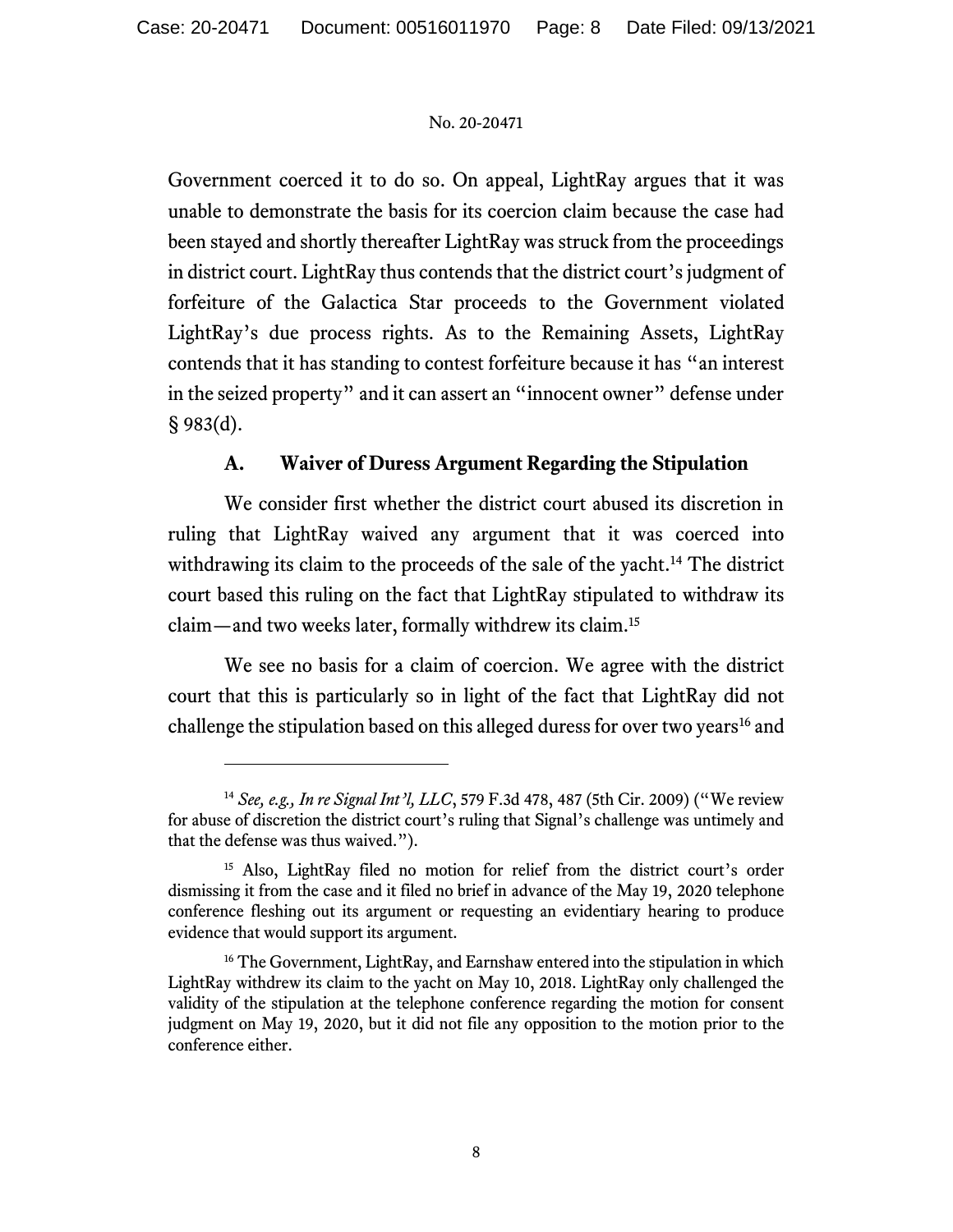Government coerced it to do so. On appeal, LightRay argues that it was unable to demonstrate the basis for its coercion claim because the case had been stayed and shortly thereafter LightRay was struck from the proceedings in district court. LightRay thus contends that the district court's judgment of forfeiture of the Galactica Star proceeds to the Government violated LightRay's due process rights. As to the Remaining Assets, LightRay contends that it has standing to contest forfeiture because it has "an interest in the seized property" and it can assert an "innocent owner" defense under § 983(d).

### A. Waiver of Duress Argument Regarding the Stipulation

We consider first whether the district court abused its discretion in ruling that LightRay waived any argument that it was coerced into withdrawing its claim to the proceeds of the sale of the yacht.[14] The district court based this ruling on the fact that LightRay stipulated to withdraw its claim—and two weeks later, formally withdrew its claim.[15]

We see no basis for a claim of coercion. We agree with the district court that this is particularly so in light of the fact that LightRay did not challenge the stipulation based on this alleged duress for over two years[16] and

---

[14] *See, e.g., In re Signal Int'l, LLC*, 579 F.3d 478, 487 (5th Cir. 2009) ("We review for abuse of discretion the district court's ruling that Signal's challenge was untimely and that the defense was thus waived.").

[15] Also, LightRay filed no motion for relief from the district court's order dismissing it from the case and it filed no brief in advance of the May 19, 2020 telephone conference fleshing out its argument or requesting an evidentiary hearing to produce evidence that would support its argument.

[16] The Government, LightRay, and Earnshaw entered into the stipulation in which LightRay withdrew its claim to the yacht on May 10, 2018. LightRay only challenged the validity of the stipulation at the telephone conference regarding the motion for consent judgment on May 19, 2020, but it did not file any opposition to the motion prior to the conference either.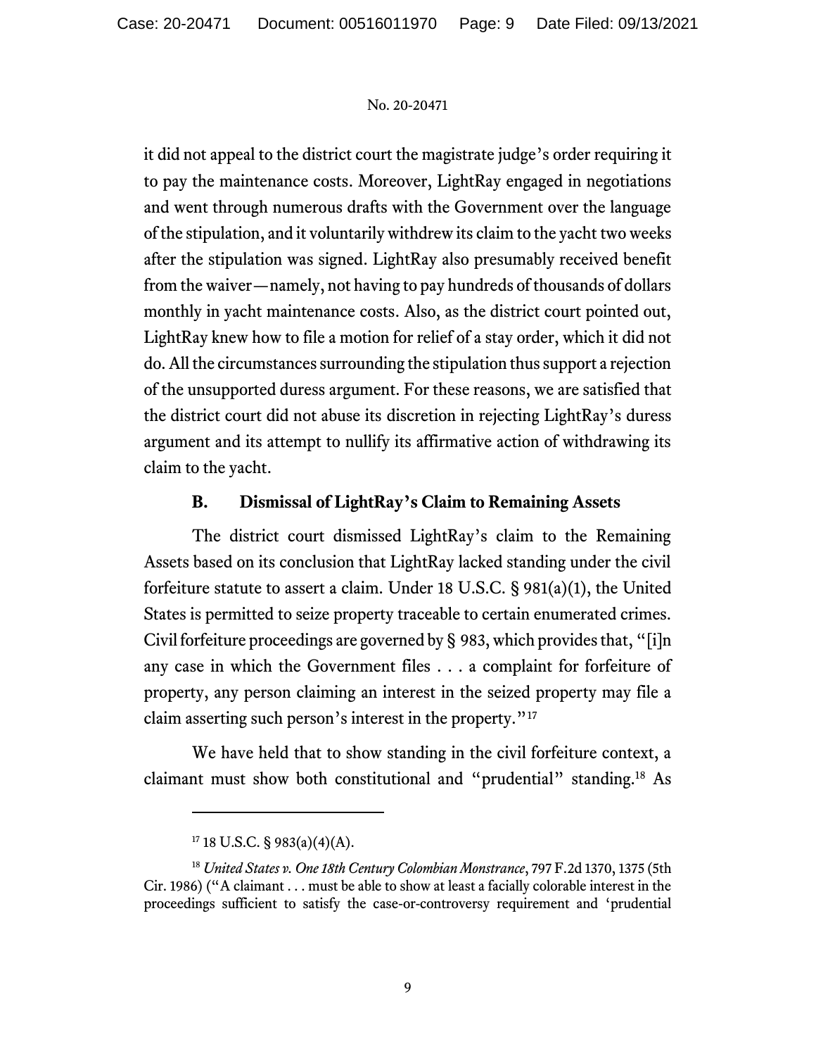it did not appeal to the district court the magistrate judge's order requiring it to pay the maintenance costs. Moreover, LightRay engaged in negotiations and went through numerous drafts with the Government over the language of the stipulation, and it voluntarily withdrew its claim to the yacht two weeks after the stipulation was signed. LightRay also presumably received benefit from the waiver—namely, not having to pay hundreds of thousands of dollars monthly in yacht maintenance costs. Also, as the district court pointed out, LightRay knew how to file a motion for relief of a stay order, which it did not do. All the circumstances surrounding the stipulation thus support a rejection of the unsupported duress argument. For these reasons, we are satisfied that the district court did not abuse its discretion in rejecting LightRay's duress argument and its attempt to nullify its affirmative action of withdrawing its claim to the yacht.

### B. Dismissal of LightRay's Claim to Remaining Assets

The district court dismissed LightRay's claim to the Remaining Assets based on its conclusion that LightRay lacked standing under the civil forfeiture statute to assert a claim. Under 18 U.S.C. § 981(a)(1), the United States is permitted to seize property traceable to certain enumerated crimes. Civil forfeiture proceedings are governed by § 983, which provides that, "[i]n any case in which the Government files . . . a complaint for forfeiture of property, any person claiming an interest in the seized property may file a claim asserting such person's interest in the property."[17]

We have held that to show standing in the civil forfeiture context, a claimant must show both constitutional and "prudential" standing.[18] As

---

[17] 18 U.S.C. § 983(a)(4)(A).

[18] *United States v. One 18th Century Colombian Monstrance*, 797 F.2d 1370, 1375 (5th Cir. 1986) ("A claimant . . . must be able to show at least a facially colorable interest in the proceedings sufficient to satisfy the case-or-controversy requirement and 'prudential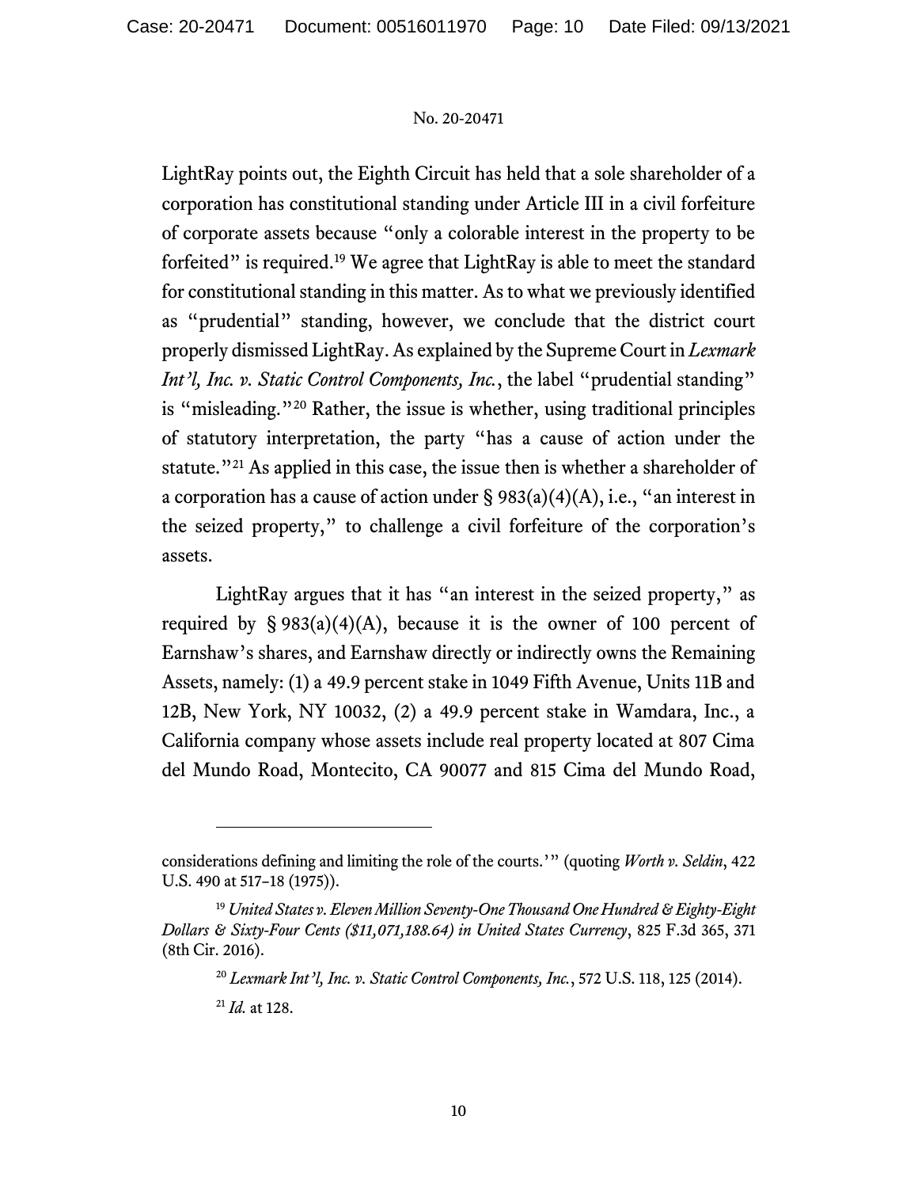LightRay points out, the Eighth Circuit has held that a sole shareholder of a corporation has constitutional standing under Article III in a civil forfeiture of corporate assets because "only a colorable interest in the property to be forfeited" is required.[19] We agree that LightRay is able to meet the standard for constitutional standing in this matter. As to what we previously identified as "prudential" standing, however, we conclude that the district court properly dismissed LightRay. As explained by the Supreme Court in *Lexmark Int'l, Inc. v. Static Control Components, Inc.*, the label "prudential standing" is "misleading."[20] Rather, the issue is whether, using traditional principles of statutory interpretation, the party "has a cause of action under the statute."[21] As applied in this case, the issue then is whether a shareholder of a corporation has a cause of action under § 983(a)(4)(A), i.e., "an interest in the seized property," to challenge a civil forfeiture of the corporation's assets.

LightRay argues that it has "an interest in the seized property," as required by § 983(a)(4)(A), because it is the owner of 100 percent of Earnshaw's shares, and Earnshaw directly or indirectly owns the Remaining Assets, namely: (1) a 49.9 percent stake in 1049 Fifth Avenue, Units 11B and 12B, New York, NY 10032, (2) a 49.9 percent stake in Wamdara, Inc., a California company whose assets include real property located at 807 Cima del Mundo Road, Montecito, CA 90077 and 815 Cima del Mundo Road,

---

considerations defining and limiting the role of the courts.'" (quoting *Worth v. Seldin*, 422 U.S. 490 at 517–18 (1975)).

[19] *United States v. Eleven Million Seventy-One Thousand One Hundred & Eighty-Eight Dollars & Sixty-Four Cents ($11,071,188.64) in United States Currency*, 825 F.3d 365, 371 (8th Cir. 2016).

[20] *Lexmark Int'l, Inc. v. Static Control Components, Inc.*, 572 U.S. 118, 125 (2014).

[21] *Id.* at 128.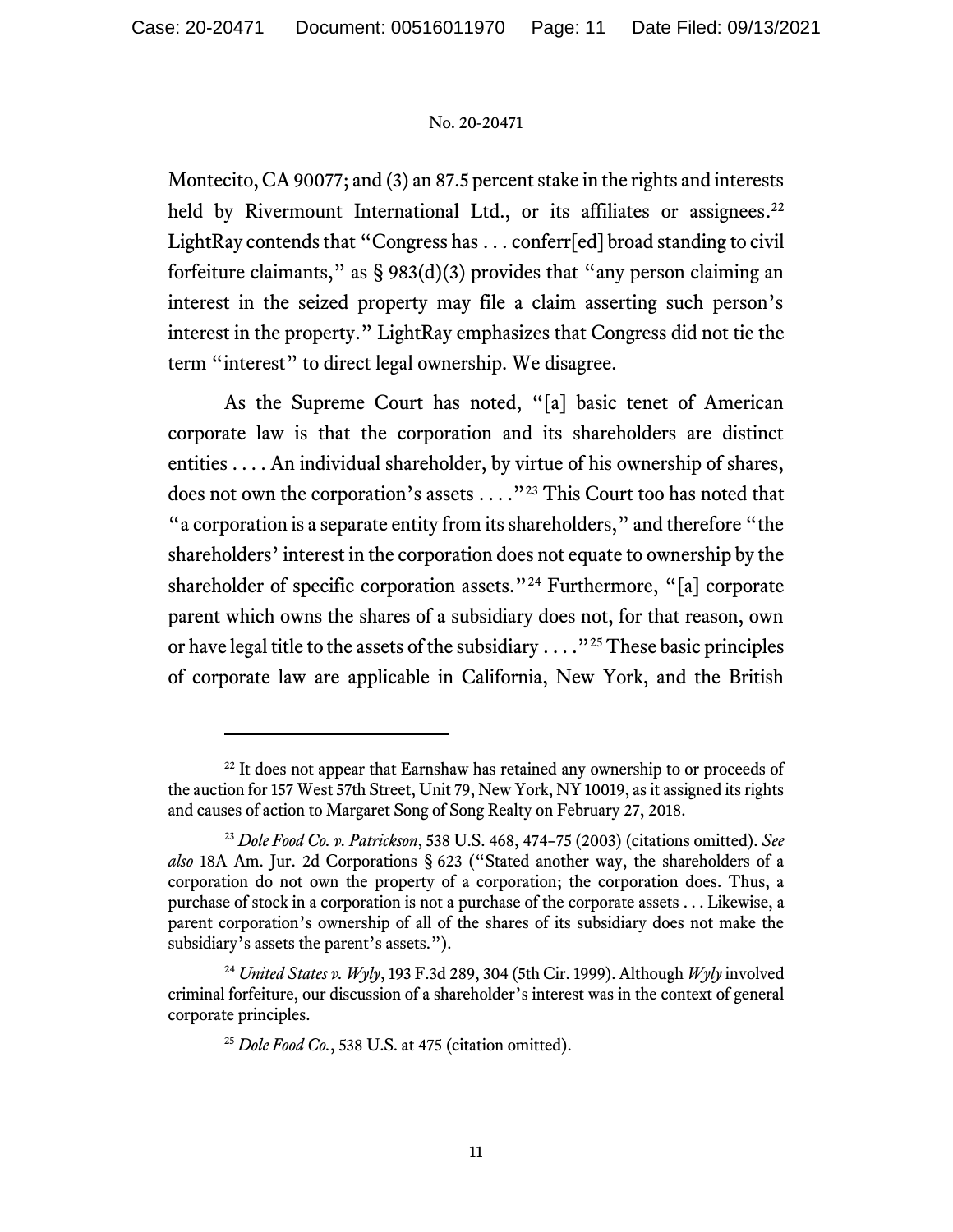Montecito, CA 90077; and (3) an 87.5 percent stake in the rights and interests held by Rivermount International Ltd., or its affiliates or assignees.[22] LightRay contends that "Congress has . . . conferr[ed] broad standing to civil forfeiture claimants," as § 983(d)(3) provides that "any person claiming an interest in the seized property may file a claim asserting such person's interest in the property." LightRay emphasizes that Congress did not tie the term "interest" to direct legal ownership. We disagree.

As the Supreme Court has noted, "[a] basic tenet of American corporate law is that the corporation and its shareholders are distinct entities . . . . An individual shareholder, by virtue of his ownership of shares, does not own the corporation's assets . . . ."[23] This Court too has noted that "a corporation is a separate entity from its shareholders," and therefore "the shareholders' interest in the corporation does not equate to ownership by the shareholder of specific corporation assets."[24] Furthermore, "[a] corporate parent which owns the shares of a subsidiary does not, for that reason, own or have legal title to the assets of the subsidiary . . . ."[25] These basic principles of corporate law are applicable in California, New York, and the British

---

[22] It does not appear that Earnshaw has retained any ownership to or proceeds of the auction for 157 West 57th Street, Unit 79, New York, NY 10019, as it assigned its rights and causes of action to Margaret Song of Song Realty on February 27, 2018.

[23] *Dole Food Co. v. Patrickson*, 538 U.S. 468, 474–75 (2003) (citations omitted). *See also* 18A Am. Jur. 2d Corporations § 623 ("Stated another way, the shareholders of a corporation do not own the property of a corporation; the corporation does. Thus, a purchase of stock in a corporation is not a purchase of the corporate assets . . . Likewise, a parent corporation's ownership of all of the shares of its subsidiary does not make the subsidiary's assets the parent's assets.").

[24] *United States v. Wyly*, 193 F.3d 289, 304 (5th Cir. 1999). Although *Wyly* involved criminal forfeiture, our discussion of a shareholder's interest was in the context of general corporate principles.

[25] *Dole Food Co.*, 538 U.S. at 475 (citation omitted).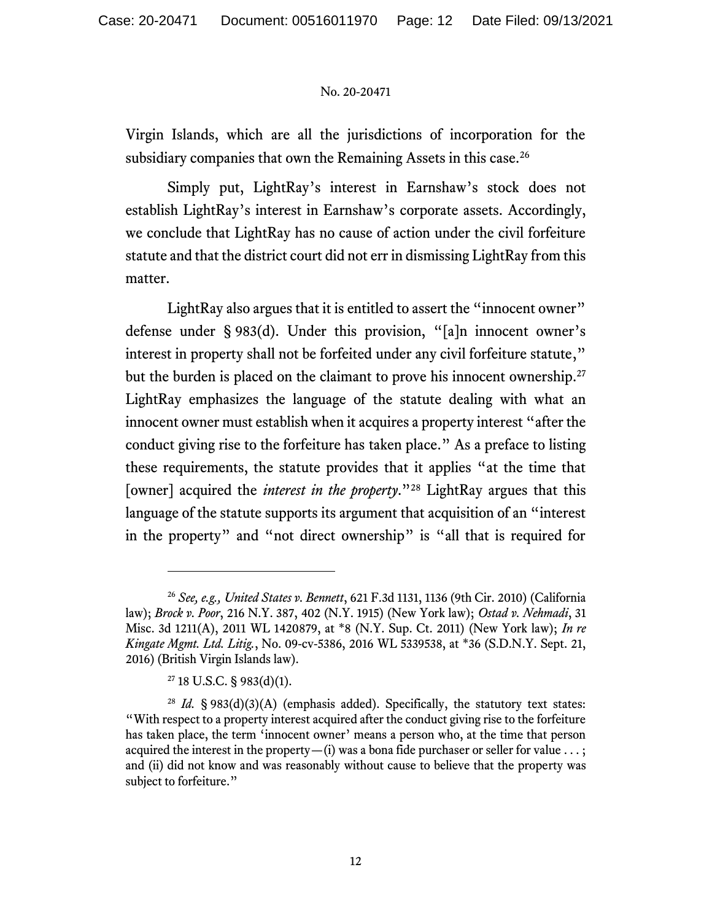Virgin Islands, which are all the jurisdictions of incorporation for the subsidiary companies that own the Remaining Assets in this case.[26]

Simply put, LightRay's interest in Earnshaw's stock does not establish LightRay's interest in Earnshaw's corporate assets. Accordingly, we conclude that LightRay has no cause of action under the civil forfeiture statute and that the district court did not err in dismissing LightRay from this matter.

LightRay also argues that it is entitled to assert the "innocent owner" defense under § 983(d). Under this provision, "[a]n innocent owner's interest in property shall not be forfeited under any civil forfeiture statute," but the burden is placed on the claimant to prove his innocent ownership.[27] LightRay emphasizes the language of the statute dealing with what an innocent owner must establish when it acquires a property interest "after the conduct giving rise to the forfeiture has taken place." As a preface to listing these requirements, the statute provides that it applies "at the time that [owner] acquired the *interest in the property*."[28] LightRay argues that this language of the statute supports its argument that acquisition of an "interest in the property" and "not direct ownership" is "all that is required for

---

[26] *See, e.g., United States v. Bennett*, 621 F.3d 1131, 1136 (9th Cir. 2010) (California law); *Brock v. Poor*, 216 N.Y. 387, 402 (N.Y. 1915) (New York law); *Ostad v. Nehmadi*, 31 Misc. 3d 1211(A), 2011 WL 1420879, at *8 (N.Y. Sup. Ct. 2011) (New York law); *In re Kingate Mgmt. Ltd. Litig.*, No. 09-cv-5386, 2016 WL 5339538, at *36 (S.D.N.Y. Sept. 21, 2016) (British Virgin Islands law).

[27] 18 U.S.C. § 983(d)(1).

[28] *Id.* § 983(d)(3)(A) (emphasis added). Specifically, the statutory text states: "With respect to a property interest acquired after the conduct giving rise to the forfeiture has taken place, the term 'innocent owner' means a person who, at the time that person acquired the interest in the property—(i) was a bona fide purchaser or seller for value . . . ; and (ii) did not know and was reasonably without cause to believe that the property was subject to forfeiture."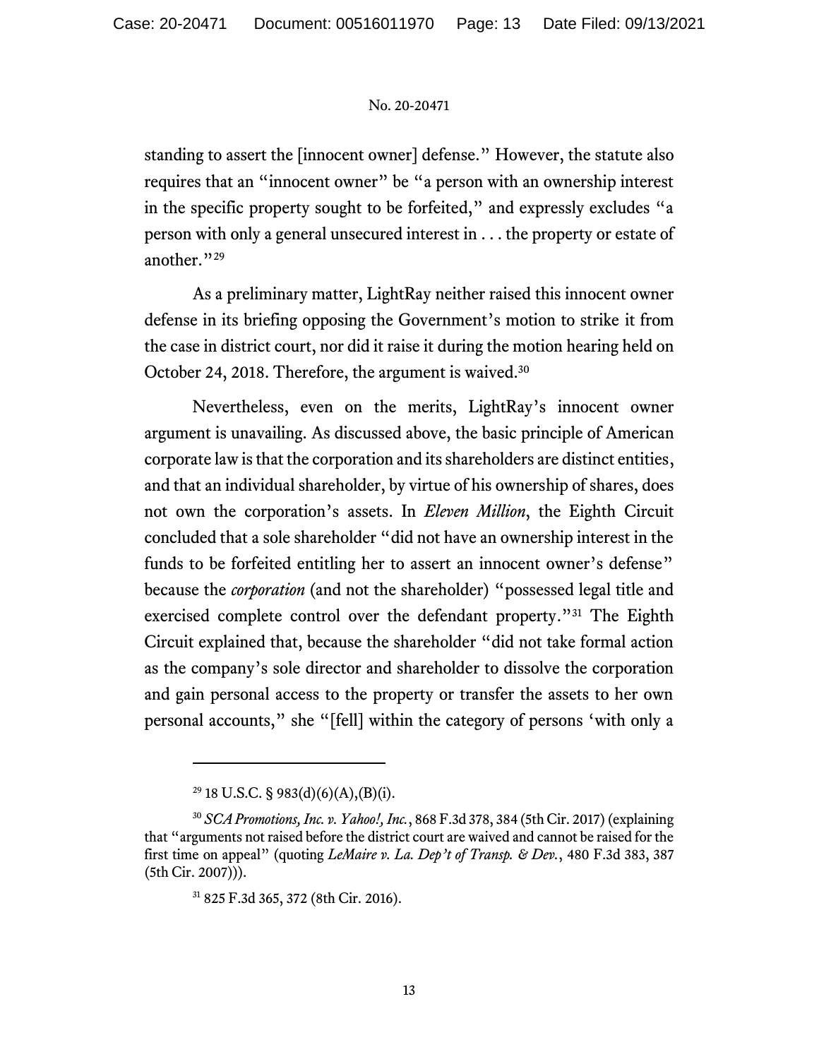standing to assert the [innocent owner] defense." However, the statute also requires that an "innocent owner" be "a person with an ownership interest in the specific property sought to be forfeited," and expressly excludes "a person with only a general unsecured interest in . . . the property or estate of another."[29]

As a preliminary matter, LightRay neither raised this innocent owner defense in its briefing opposing the Government's motion to strike it from the case in district court, nor did it raise it during the motion hearing held on October 24, 2018. Therefore, the argument is waived.[30]

Nevertheless, even on the merits, LightRay's innocent owner argument is unavailing. As discussed above, the basic principle of American corporate law is that the corporation and its shareholders are distinct entities, and that an individual shareholder, by virtue of his ownership of shares, does not own the corporation's assets. In *Eleven Million*, the Eighth Circuit concluded that a sole shareholder "did not have an ownership interest in the funds to be forfeited entitling her to assert an innocent owner's defense" because the *corporation* (and not the shareholder) "possessed legal title and exercised complete control over the defendant property."[31] The Eighth Circuit explained that, because the shareholder "did not take formal action as the company's sole director and shareholder to dissolve the corporation and gain personal access to the property or transfer the assets to her own personal accounts," she "[fell] within the category of persons 'with only a

---

[29] 18 U.S.C. § 983(d)(6)(A),(B)(i).

[30] *SCA Promotions, Inc. v. Yahoo!, Inc.*, 868 F.3d 378, 384 (5th Cir. 2017) (explaining that "arguments not raised before the district court are waived and cannot be raised for the first time on appeal" (quoting *LeMaire v. La. Dep't of Transp. & Dev.*, 480 F.3d 383, 387 (5th Cir. 2007))).

[31] 825 F.3d 365, 372 (8th Cir. 2016).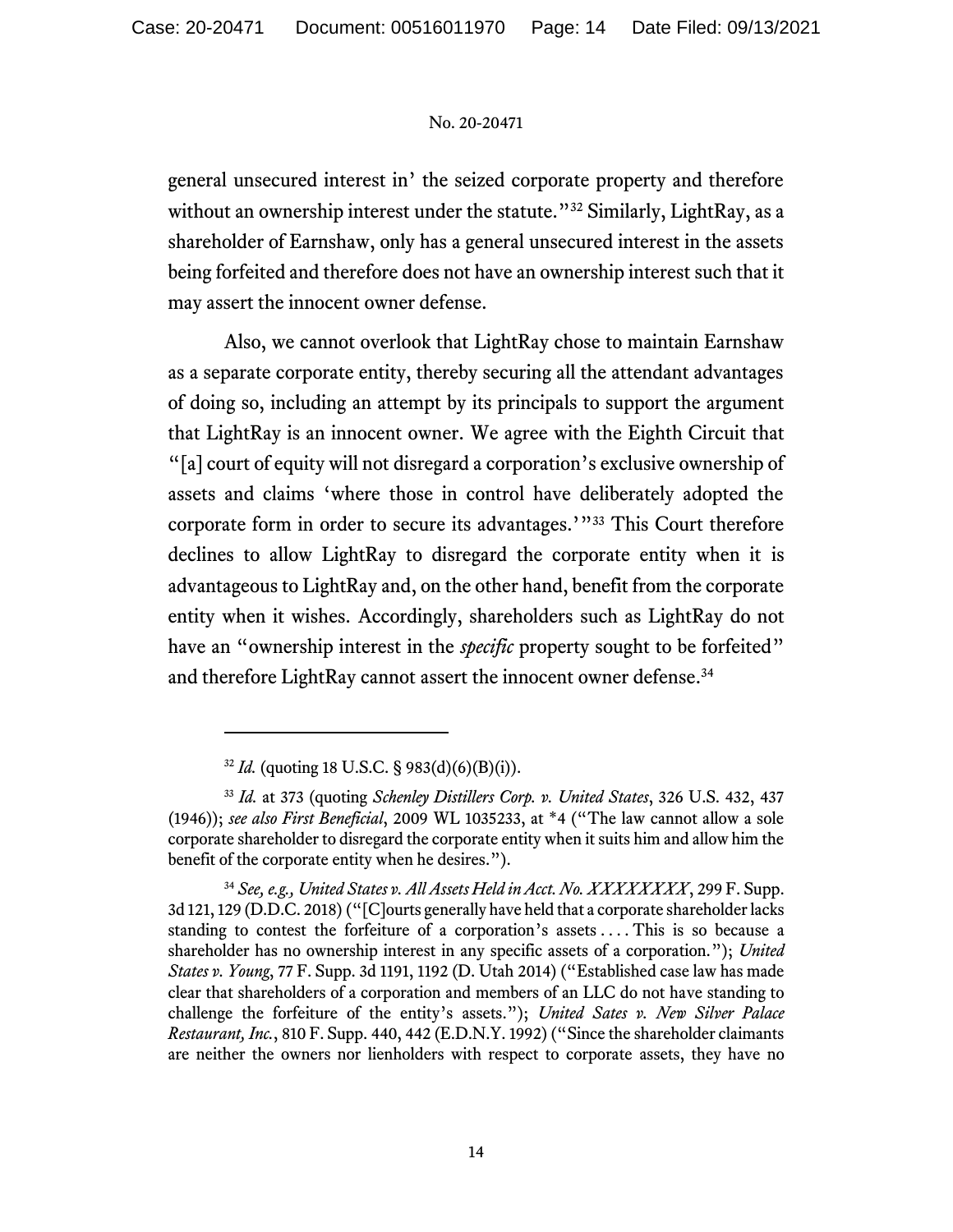general unsecured interest in' the seized corporate property and therefore without an ownership interest under the statute."[32] Similarly, LightRay, as a shareholder of Earnshaw, only has a general unsecured interest in the assets being forfeited and therefore does not have an ownership interest such that it may assert the innocent owner defense.

Also, we cannot overlook that LightRay chose to maintain Earnshaw as a separate corporate entity, thereby securing all the attendant advantages of doing so, including an attempt by its principals to support the argument that LightRay is an innocent owner. We agree with the Eighth Circuit that "[a] court of equity will not disregard a corporation's exclusive ownership of assets and claims 'where those in control have deliberately adopted the corporate form in order to secure its advantages.'"[33] This Court therefore declines to allow LightRay to disregard the corporate entity when it is advantageous to LightRay and, on the other hand, benefit from the corporate entity when it wishes. Accordingly, shareholders such as LightRay do not have an "ownership interest in the *specific* property sought to be forfeited" and therefore LightRay cannot assert the innocent owner defense.[34]

---

[32] *Id.* (quoting 18 U.S.C. § 983(d)(6)(B)(i)).

[33] *Id.* at 373 (quoting *Schenley Distillers Corp. v. United States*, 326 U.S. 432, 437 (1946)); *see also First Beneficial*, 2009 WL 1035233, at *4 ("The law cannot allow a sole corporate shareholder to disregard the corporate entity when it suits him and allow him the benefit of the corporate entity when he desires.").

[34] *See, e.g., United States v. All Assets Held in Acct. No. XXXXXXXX*, 299 F. Supp. 3d 121, 129 (D.D.C. 2018) ("[C]ourts generally have held that a corporate shareholder lacks standing to contest the forfeiture of a corporation's assets . . . . This is so because a shareholder has no ownership interest in any specific assets of a corporation."); *United States v. Young*, 77 F. Supp. 3d 1191, 1192 (D. Utah 2014) ("Established case law has made clear that shareholders of a corporation and members of an LLC do not have standing to challenge the forfeiture of the entity's assets."); *United Sates v. New Silver Palace Restaurant, Inc.*, 810 F. Supp. 440, 442 (E.D.N.Y. 1992) ("Since the shareholder claimants are neither the owners nor lienholders with respect to corporate assets, they have no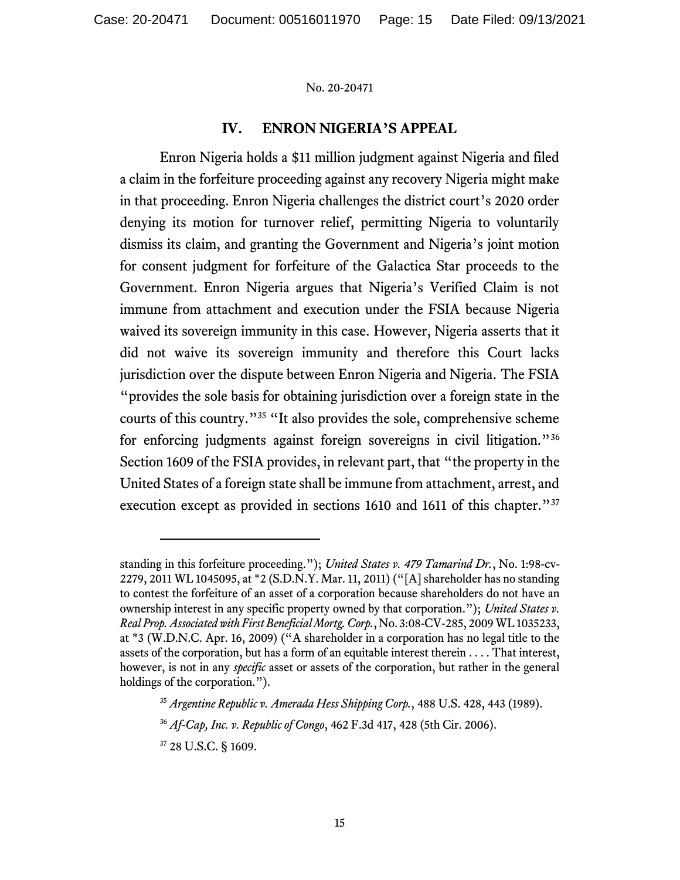## IV. ENRON NIGERIA'S APPEAL

Enron Nigeria holds a $11 million judgment against Nigeria and filed a claim in the forfeiture proceeding against any recovery Nigeria might make in that proceeding. Enron Nigeria challenges the district court's 2020 order denying its motion for turnover relief, permitting Nigeria to voluntarily dismiss its claim, and granting the Government and Nigeria's joint motion for consent judgment for forfeiture of the Galactica Star proceeds to the Government. Enron Nigeria argues that Nigeria's Verified Claim is not immune from attachment and execution under the FSIA because Nigeria waived its sovereign immunity in this case. However, Nigeria asserts that it did not waive its sovereign immunity and therefore this Court lacks jurisdiction over the dispute between Enron Nigeria and Nigeria. The FSIA "provides the sole basis for obtaining jurisdiction over a foreign state in the courts of this country."[35] "It also provides the sole, comprehensive scheme for enforcing judgments against foreign sovereigns in civil litigation."[36] Section 1609 of the FSIA provides, in relevant part, that "the property in the United States of a foreign state shall be immune from attachment, arrest, and execution except as provided in sections 1610 and 1611 of this chapter."[37]

---

standing in this forfeiture proceeding."); *United States v. 479 Tamarind Dr.*, No. 1:98-cv-2279, 2011 WL 1045095, at *2 (S.D.N.Y. Mar. 11, 2011) ("[A] shareholder has no standing to contest the forfeiture of an asset of a corporation because shareholders do not have an ownership interest in any specific property owned by that corporation."); *United States v. Real Prop. Associated with First Beneficial Mortg. Corp.*, No. 3:08-CV-285, 2009 WL 1035233, at *3 (W.D.N.C. Apr. 16, 2009) ("A shareholder in a corporation has no legal title to the assets of the corporation, but has a form of an equitable interest therein . . . . That interest, however, is not in any *specific* asset or assets of the corporation, but rather in the general holdings of the corporation.").

[35] *Argentine Republic v. Amerada Hess Shipping Corp.*, 488 U.S. 428, 443 (1989).

[36] *Af-Cap, Inc. v. Republic of Congo*, 462 F.3d 417, 428 (5th Cir. 2006).

[37] 28 U.S.C. § 1609.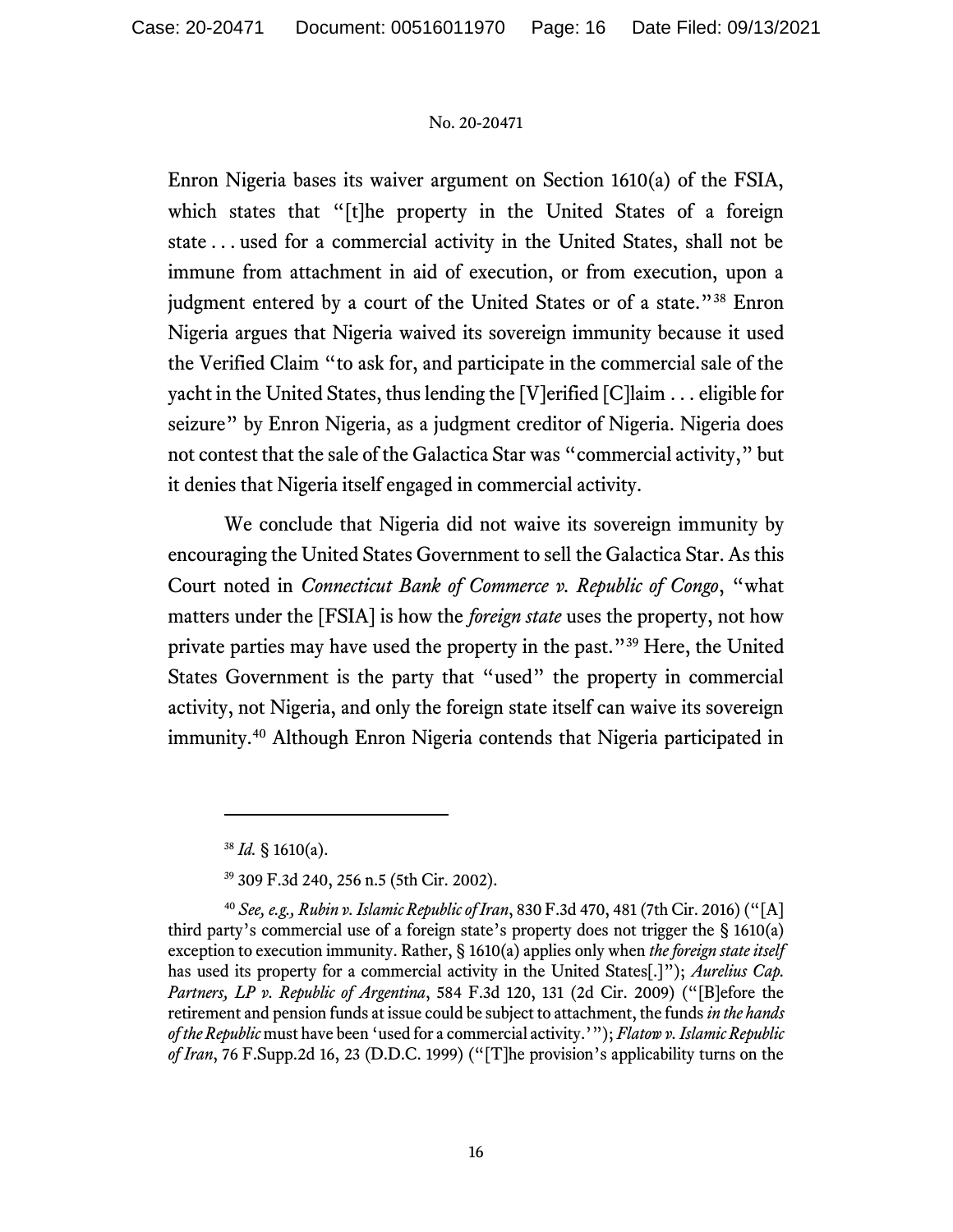Enron Nigeria bases its waiver argument on Section 1610(a) of the FSIA, which states that "[t]he property in the United States of a foreign state . . . used for a commercial activity in the United States, shall not be immune from attachment in aid of execution, or from execution, upon a judgment entered by a court of the United States or of a state."[38] Enron Nigeria argues that Nigeria waived its sovereign immunity because it used the Verified Claim "to ask for, and participate in the commercial sale of the yacht in the United States, thus lending the [V]erified [C]laim . . . eligible for seizure" by Enron Nigeria, as a judgment creditor of Nigeria. Nigeria does not contest that the sale of the Galactica Star was "commercial activity," but it denies that Nigeria itself engaged in commercial activity.

We conclude that Nigeria did not waive its sovereign immunity by encouraging the United States Government to sell the Galactica Star. As this Court noted in *Connecticut Bank of Commerce v. Republic of Congo*, "what matters under the [FSIA] is how the *foreign state* uses the property, not how private parties may have used the property in the past."[39] Here, the United States Government is the party that "used" the property in commercial activity, not Nigeria, and only the foreign state itself can waive its sovereign immunity.[40] Although Enron Nigeria contends that Nigeria participated in

---

[38] *Id.* § 1610(a).

[39] 309 F.3d 240, 256 n.5 (5th Cir. 2002).

[40] *See, e.g., Rubin v. Islamic Republic of Iran*, 830 F.3d 470, 481 (7th Cir. 2016) ("[A] third party's commercial use of a foreign state's property does not trigger the § 1610(a) exception to execution immunity. Rather, § 1610(a) applies only when *the foreign state itself* has used its property for a commercial activity in the United States[.]"); *Aurelius Cap. Partners, LP v. Republic of Argentina*, 584 F.3d 120, 131 (2d Cir. 2009) ("[B]efore the retirement and pension funds at issue could be subject to attachment, the funds *in the hands of the Republic* must have been 'used for a commercial activity.'"); *Flatow v. Islamic Republic of Iran*, 76 F.Supp.2d 16, 23 (D.D.C. 1999) ("[T]he provision's applicability turns on the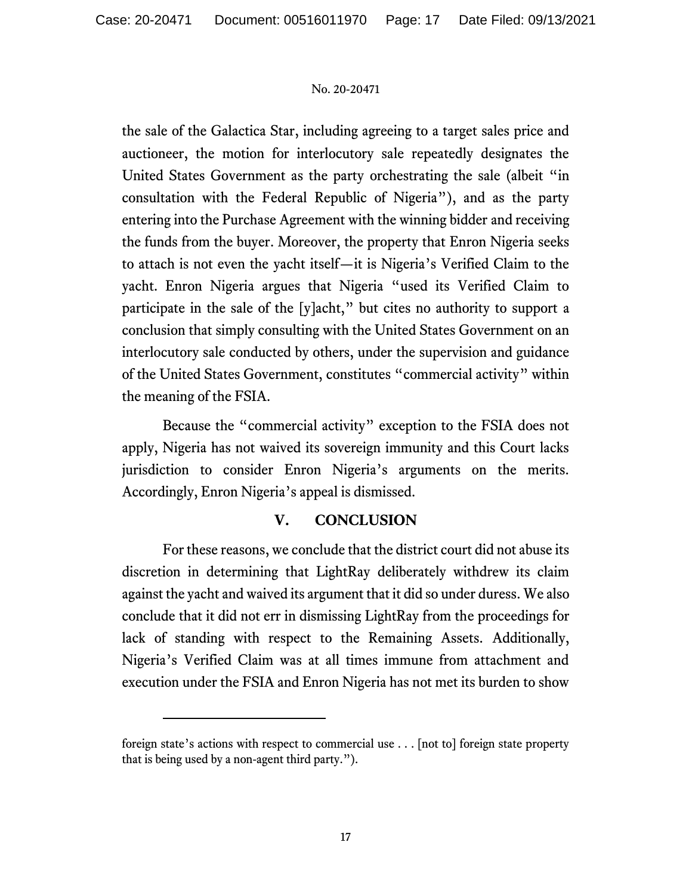the sale of the Galactica Star, including agreeing to a target sales price and auctioneer, the motion for interlocutory sale repeatedly designates the United States Government as the party orchestrating the sale (albeit "in consultation with the Federal Republic of Nigeria"), and as the party entering into the Purchase Agreement with the winning bidder and receiving the funds from the buyer. Moreover, the property that Enron Nigeria seeks to attach is not even the yacht itself—it is Nigeria's Verified Claim to the yacht. Enron Nigeria argues that Nigeria "used its Verified Claim to participate in the sale of the [y]acht," but cites no authority to support a conclusion that simply consulting with the United States Government on an interlocutory sale conducted by others, under the supervision and guidance of the United States Government, constitutes "commercial activity" within the meaning of the FSIA.

Because the "commercial activity" exception to the FSIA does not apply, Nigeria has not waived its sovereign immunity and this Court lacks jurisdiction to consider Enron Nigeria's arguments on the merits. Accordingly, Enron Nigeria's appeal is dismissed.

## V. CONCLUSION

For these reasons, we conclude that the district court did not abuse its discretion in determining that LightRay deliberately withdrew its claim against the yacht and waived its argument that it did so under duress. We also conclude that it did not err in dismissing LightRay from the proceedings for lack of standing with respect to the Remaining Assets. Additionally, Nigeria's Verified Claim was at all times immune from attachment and execution under the FSIA and Enron Nigeria has not met its burden to show

---

foreign state's actions with respect to commercial use . . . [not to] foreign state property that is being used by a non-agent third party.").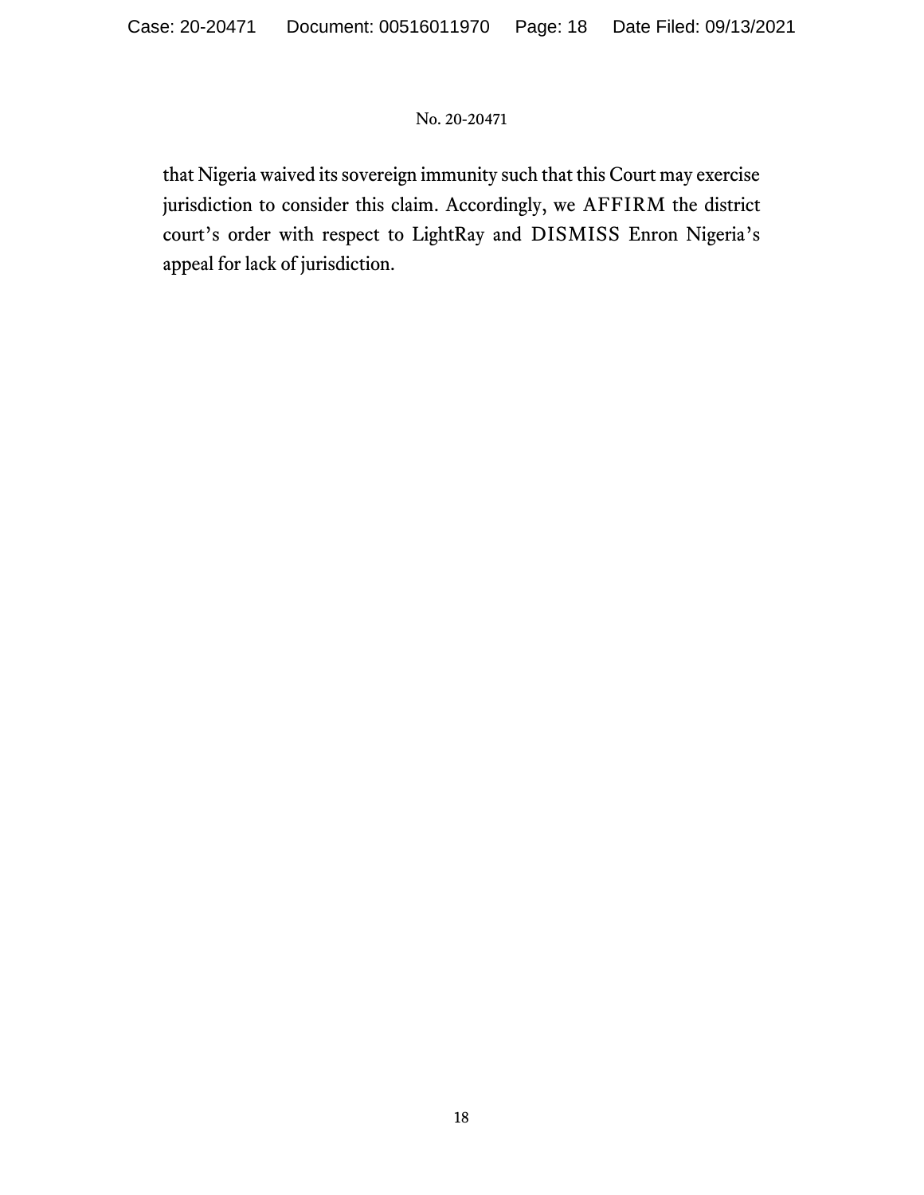that Nigeria waived its sovereign immunity such that this Court may exercise jurisdiction to consider this claim. Accordingly, we AFFIRM the district court's order with respect to LightRay and DISMISS Enron Nigeria's appeal for lack of jurisdiction.